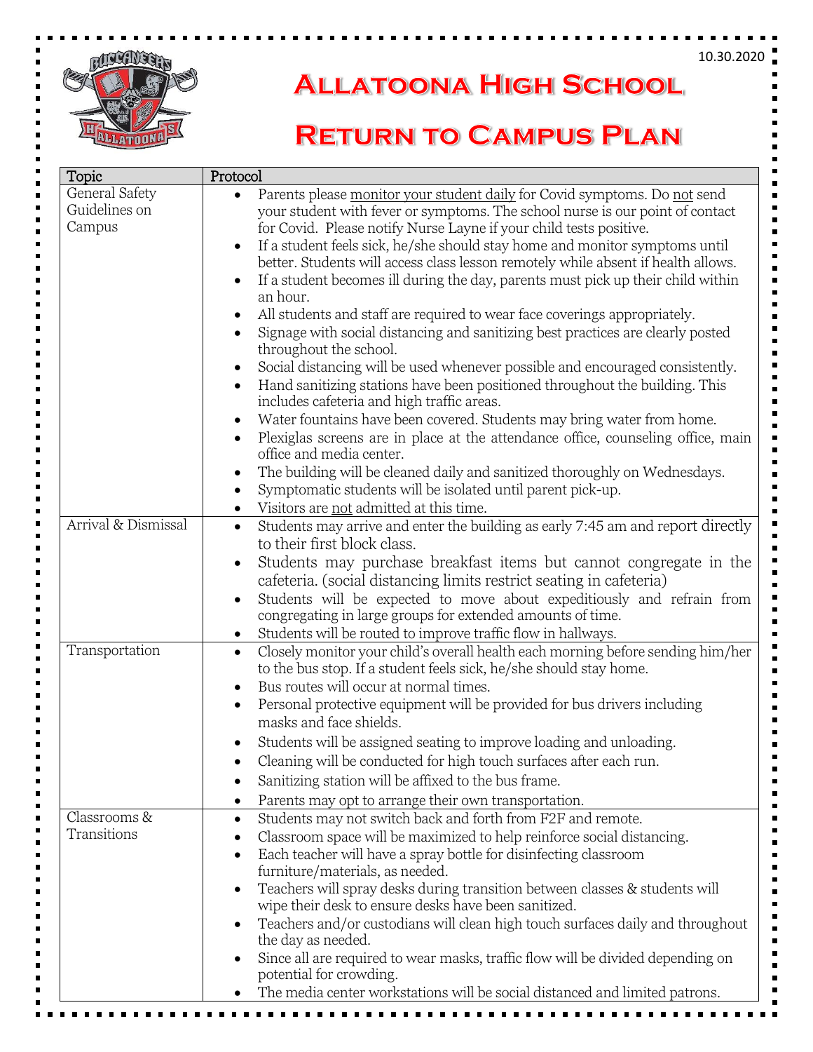10.30.2020

# Allatoona High School

# Return to Campus Plan

| Topic | Protocol |
|---|---|
| General Safety Guidelines on Campus | • Parents please monitor your student daily for Covid symptoms. Do not send your student with fever or symptoms. The school nurse is our point of contact for Covid. Please notify Nurse Layne if your child tests positive.<br>• If a student feels sick, he/she should stay home and monitor symptoms until better. Students will access class lesson remotely while absent if health allows.<br>• If a student becomes ill during the day, parents must pick up their child within an hour.<br>• All students and staff are required to wear face coverings appropriately.<br>• Signage with social distancing and sanitizing best practices are clearly posted throughout the school.<br>• Social distancing will be used whenever possible and encouraged consistently.<br>• Hand sanitizing stations have been positioned throughout the building. This includes cafeteria and high traffic areas.<br>• Water fountains have been covered. Students may bring water from home.<br>• Plexiglas screens are in place at the attendance office, counseling office, main office and media center.<br>• The building will be cleaned daily and sanitized thoroughly on Wednesdays.<br>• Symptomatic students will be isolated until parent pick-up.<br>• Visitors are not admitted at this time. |
| Arrival & Dismissal | • Students may arrive and enter the building as early 7:45 am and report directly to their first block class.<br>• Students may purchase breakfast items but cannot congregate in the cafeteria. (social distancing limits restrict seating in cafeteria)<br>• Students will be expected to move about expeditiously and refrain from congregating in large groups for extended amounts of time.<br>• Students will be routed to improve traffic flow in hallways. |
| Transportation | • Closely monitor your child's overall health each morning before sending him/her to the bus stop. If a student feels sick, he/she should stay home.<br>• Bus routes will occur at normal times.<br>• Personal protective equipment will be provided for bus drivers including masks and face shields.<br>• Students will be assigned seating to improve loading and unloading.<br>• Cleaning will be conducted for high touch surfaces after each run.<br>• Sanitizing station will be affixed to the bus frame.<br>• Parents may opt to arrange their own transportation. |
| Classrooms & Transitions | • Students may not switch back and forth from F2F and remote.<br>• Classroom space will be maximized to help reinforce social distancing.<br>• Each teacher will have a spray bottle for disinfecting classroom furniture/materials, as needed.<br>• Teachers will spray desks during transition between classes & students will wipe their desk to ensure desks have been sanitized.<br>• Teachers and/or custodians will clean high touch surfaces daily and throughout the day as needed.<br>• Since all are required to wear masks, traffic flow will be divided depending on potential for crowding.<br>• The media center workstations will be social distanced and limited patrons. |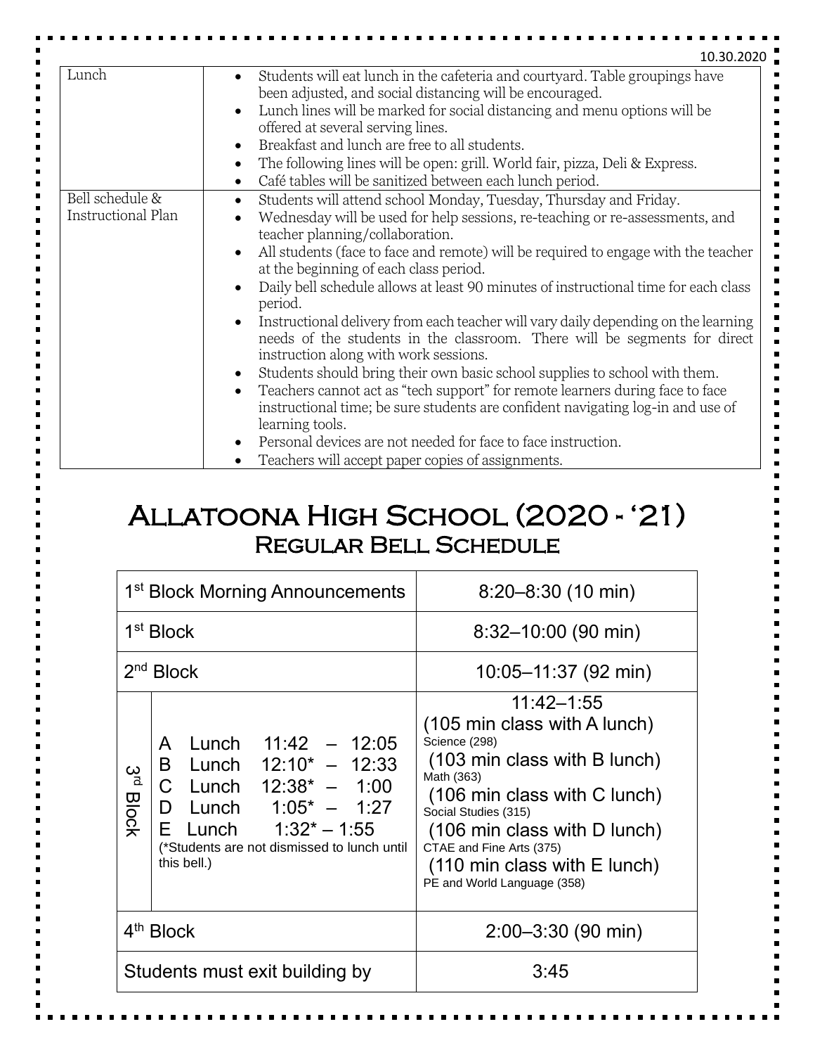10.30.2020

| | |
|---|---|
| Lunch | • Students will eat lunch in the cafeteria and courtyard. Table groupings have been adjusted, and social distancing will be encouraged.<br>• Lunch lines will be marked for social distancing and menu options will be offered at several serving lines.<br>• Breakfast and lunch are free to all students.<br>• The following lines will be open: grill. World fair, pizza, Deli & Express.<br>• Café tables will be sanitized between each lunch period. |
| Bell schedule & Instructional Plan | • Students will attend school Monday, Tuesday, Thursday and Friday.<br>• Wednesday will be used for help sessions, re-teaching or re-assessments, and teacher planning/collaboration.<br>• All students (face to face and remote) will be required to engage with the teacher at the beginning of each class period.<br>• Daily bell schedule allows at least 90 minutes of instructional time for each class period.<br>• Instructional delivery from each teacher will vary daily depending on the learning needs of the students in the classroom. There will be segments for direct instruction along with work sessions.<br>• Students should bring their own basic school supplies to school with them.<br>• Teachers cannot act as "tech support" for remote learners during face to face instructional time; be sure students are confident navigating log-in and use of learning tools.<br>• Personal devices are not needed for face to face instruction.<br>• Teachers will accept paper copies of assignments. |

# Allatoona High School (2020 - '21)
## Regular Bell Schedule

| | | |
|---|---|---|
| 1st Block Morning Announcements | | 8:20–8:30 (10 min) |
| 1st Block | | 8:32–10:00 (90 min) |
| 2nd Block | | 10:05–11:37 (92 min) |
| 3rd Block | A Lunch 11:42 – 12:05<br>B Lunch 12:10* – 12:33<br>C Lunch 12:38* – 1:00<br>D Lunch 1:05* – 1:27<br>E Lunch 1:32* – 1:55<br>(*Students are not dismissed to lunch until this bell.) | 11:42–1:55<br>(105 min class with A lunch)<br>Science (298)<br>(103 min class with B lunch)<br>Math (363)<br>(106 min class with C lunch)<br>Social Studies (315)<br>(106 min class with D lunch)<br>CTAE and Fine Arts (375)<br>(110 min class with E lunch)<br>PE and World Language (358) |
| 4th Block | | 2:00–3:30 (90 min) |
| Students must exit building by | | 3:45 |